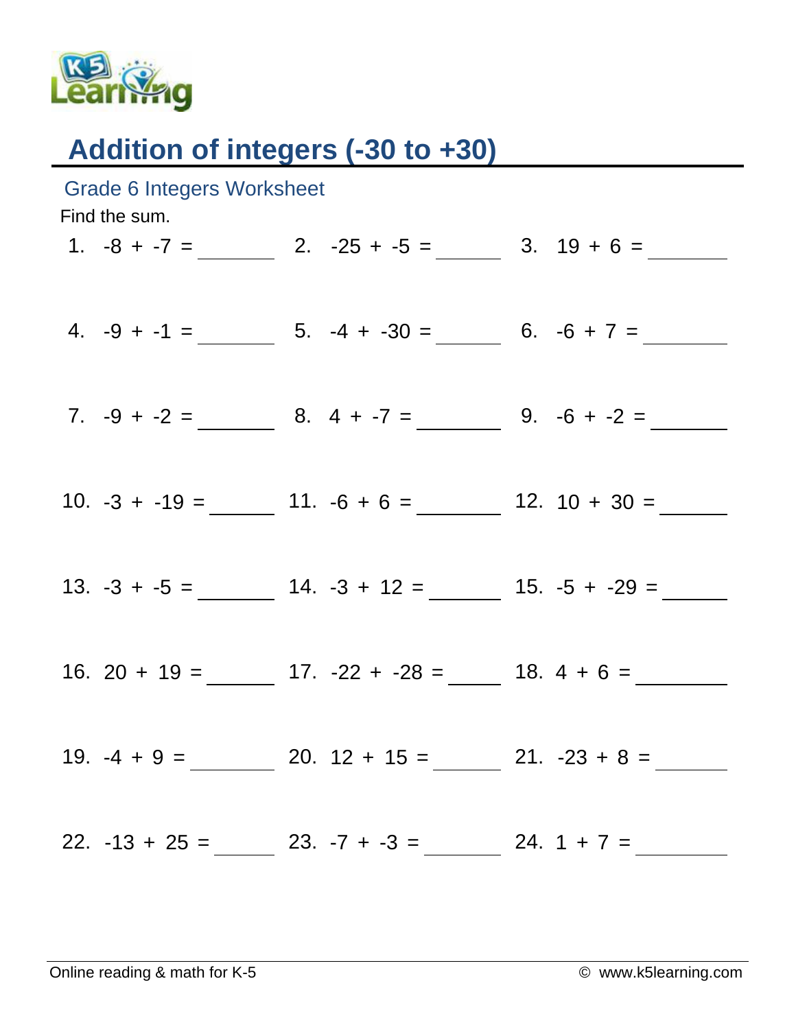# Addition of integers (-30 to +30)

## Grade 6 Integers Worksheet

Find the sum.

| | | |
|---|---|---|
| 1. $-8 + -7 =$ ______ | 2. $-25 + -5 =$ ______ | 3. $19 + 6 =$ ______ |
| 4. $-9 + -1 =$ ______ | 5. $-4 + -30 =$ ______ | 6. $-6 + 7 =$ ______ |
| 7. $-9 + -2 =$ ______ | 8. $4 + -7 =$ ______ | 9. $-6 + -2 =$ ______ |
| 10. $-3 + -19 =$ ______ | 11. $-6 + 6 =$ ______ | 12. $10 + 30 =$ ______ |
| 13. $-3 + -5 =$ ______ | 14. $-3 + 12 =$ ______ | 15. $-5 + -29 =$ ______ |
| 16. $20 + 19 =$ ______ | 17. $-22 + -28 =$ ______ | 18. $4 + 6 =$ ______ |
| 19. $-4 + 9 =$ ______ | 20. $12 + 15 =$ ______ | 21. $-23 + 8 =$ ______ |
| 22. $-13 + 25 =$ ______ | 23. $-7 + -3 =$ ______ | 24. $1 + 7 =$ ______ |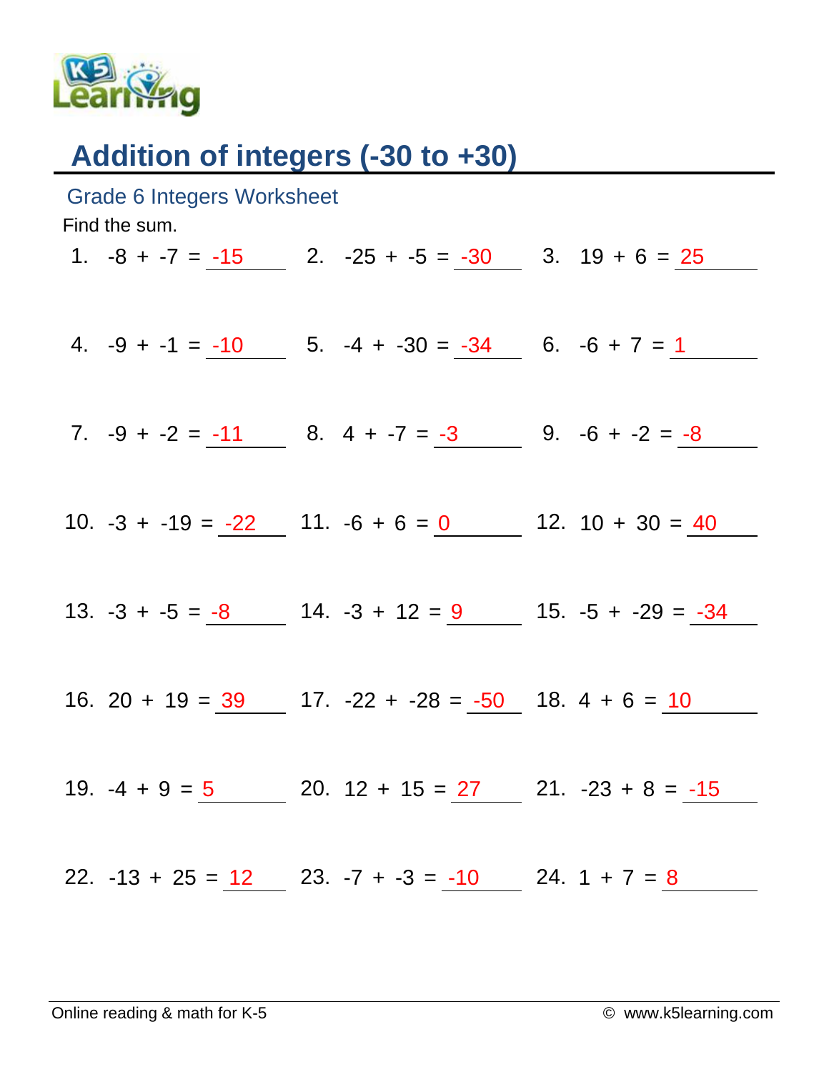# Addition of integers (-30 to +30)

## Grade 6 Integers Worksheet

Find the sum.

1. $-8 + -7 = -15$
2. $-25 + -5 = -30$
3. $19 + 6 = 25$
4. $-9 + -1 = -10$
5. $-4 + -30 = -34$
6. $-6 + 7 = 1$
7. $-9 + -2 = -11$
8. $4 + -7 = -3$
9. $-6 + -2 = -8$
10. $-3 + -19 = -22$
11. $-6 + 6 = 0$
12. $10 + 30 = 40$
13. $-3 + -5 = -8$
14. $-3 + 12 = 9$
15. $-5 + -29 = -34$
16. $20 + 19 = 39$
17. $-22 + -28 = -50$
18. $4 + 6 = 10$
19. $-4 + 9 = 5$
20. $12 + 15 = 27$
21. $-23 + 8 = -15$
22. $-13 + 25 = 12$
23. $-7 + -3 = -10$
24. $1 + 7 = 8$